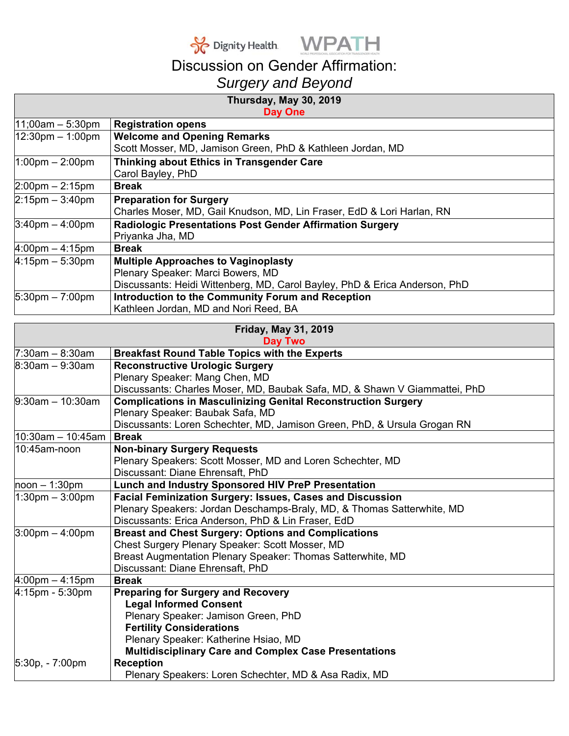Dignity Health | WPATH

# Discussion on Gender Affirmation:
## *Surgery and Beyond*

| **Thursday, May 30, 2019**<br>**Day One** | |
|---|---|
| 11;00am – 5:30pm | **Registration opens** |
| 12:30pm – 1:00pm | **Welcome and Opening Remarks**<br>Scott Mosser, MD, Jamison Green, PhD & Kathleen Jordan, MD |
| 1:00pm – 2:00pm | **Thinking about Ethics in Transgender Care**<br>Carol Bayley, PhD |
| 2:00pm – 2:15pm | **Break** |
| 2:15pm – 3:40pm | **Preparation for Surgery**<br>Charles Moser, MD, Gail Knudson, MD, Lin Fraser, EdD & Lori Harlan, RN |
| 3:40pm – 4:00pm | **Radiologic Presentations Post Gender Affirmation Surgery**<br>Priyanka Jha, MD |
| 4:00pm – 4:15pm | **Break** |
| 4:15pm – 5:30pm | **Multiple Approaches to Vaginoplasty**<br>Plenary Speaker: Marci Bowers, MD<br>Discussants: Heidi Wittenberg, MD, Carol Bayley, PhD & Erica Anderson, PhD |
| 5:30pm – 7:00pm | **Introduction to the Community Forum and Reception**<br>Kathleen Jordan, MD and Nori Reed, BA |

| **Friday, May 31, 2019**<br>**Day Two** | |
|---|---|
| 7:30am – 8:30am | **Breakfast Round Table Topics with the Experts** |
| 8:30am – 9:30am | **Reconstructive Urologic Surgery**<br>Plenary Speaker: Mang Chen, MD<br>Discussants: Charles Moser, MD, Baubak Safa, MD, & Shawn V Giammattei, PhD |
| 9:30am – 10:30am | **Complications in Masculinizing Genital Reconstruction Surgery**<br>Plenary Speaker: Baubak Safa, MD<br>Discussants: Loren Schechter, MD, Jamison Green, PhD, & Ursula Grogan RN |
| 10:30am – 10:45am | **Break** |
| 10:45am-noon | **Non-binary Surgery Requests**<br>Plenary Speakers: Scott Mosser, MD and Loren Schechter, MD<br>Discussant: Diane Ehrensaft, PhD |
| noon – 1:30pm | **Lunch and Industry Sponsored HIV PreP Presentation** |
| 1:30pm – 3:00pm | **Facial Feminization Surgery: Issues, Cases and Discussion**<br>Plenary Speakers: Jordan Deschamps-Braly, MD, & Thomas Satterwhite, MD<br>Discussants: Erica Anderson, PhD & Lin Fraser, EdD |
| 3:00pm – 4:00pm | **Breast and Chest Surgery: Options and Complications**<br>Chest Surgery Plenary Speaker: Scott Mosser, MD<br>Breast Augmentation Plenary Speaker: Thomas Satterwhite, MD<br>Discussant: Diane Ehrensaft, PhD |
| 4:00pm – 4:15pm | **Break** |
| 4:15pm - 5:30pm | **Preparing for Surgery and Recovery**<br>**Legal Informed Consent**<br>Plenary Speaker: Jamison Green, PhD<br>**Fertility Considerations**<br>Plenary Speaker: Katherine Hsiao, MD<br>**Multidisciplinary Care and Complex Case Presentations** |
| 5:30p, - 7:00pm | **Reception**<br>Plenary Speakers: Loren Schechter, MD & Asa Radix, MD |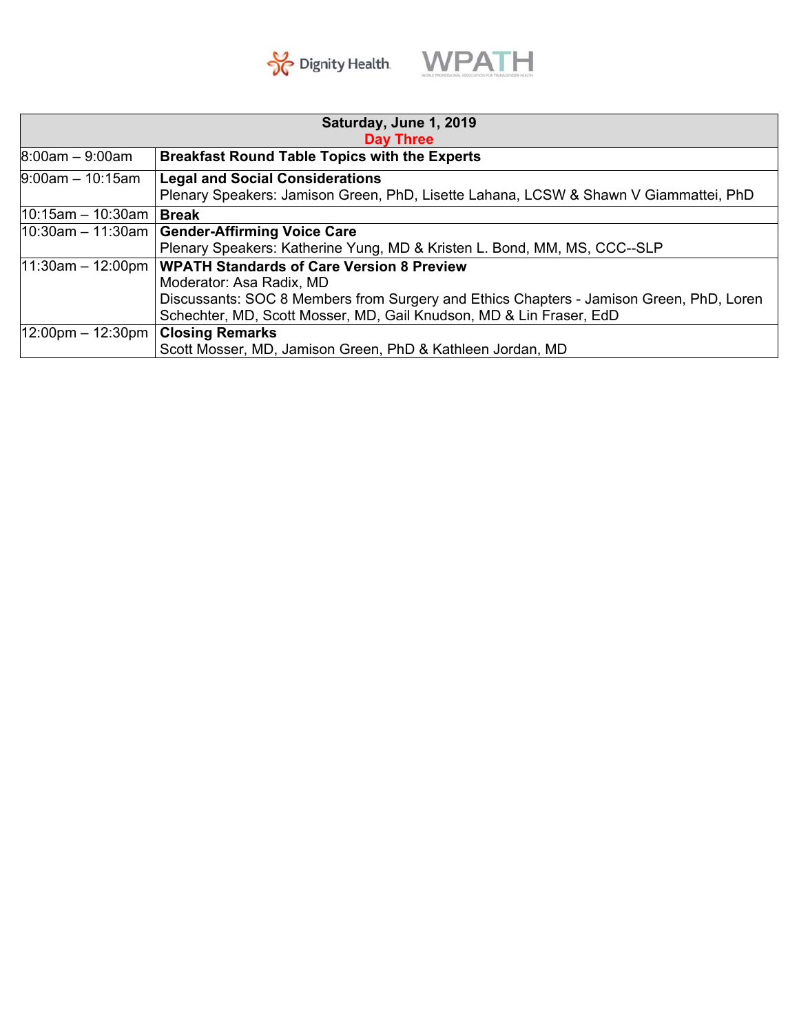| Saturday, June 1, 2019<br>Day Three | |
|---|---|
| 8:00am – 9:00am | **Breakfast Round Table Topics with the Experts** |
| 9:00am – 10:15am | **Legal and Social Considerations**<br>Plenary Speakers: Jamison Green, PhD, Lisette Lahana, LCSW & Shawn V Giammattei, PhD |
| 10:15am – 10:30am | **Break** |
| 10:30am – 11:30am | **Gender-Affirming Voice Care**<br>Plenary Speakers: Katherine Yung, MD & Kristen L. Bond, MM, MS, CCC--SLP |
| 11:30am – 12:00pm | **WPATH Standards of Care Version 8 Preview**<br>Moderator: Asa Radix, MD<br>Discussants: SOC 8 Members from Surgery and Ethics Chapters - Jamison Green, PhD, Loren Schechter, MD, Scott Mosser, MD, Gail Knudson, MD & Lin Fraser, EdD |
| 12:00pm – 12:30pm | **Closing Remarks**<br>Scott Mosser, MD, Jamison Green, PhD & Kathleen Jordan, MD |